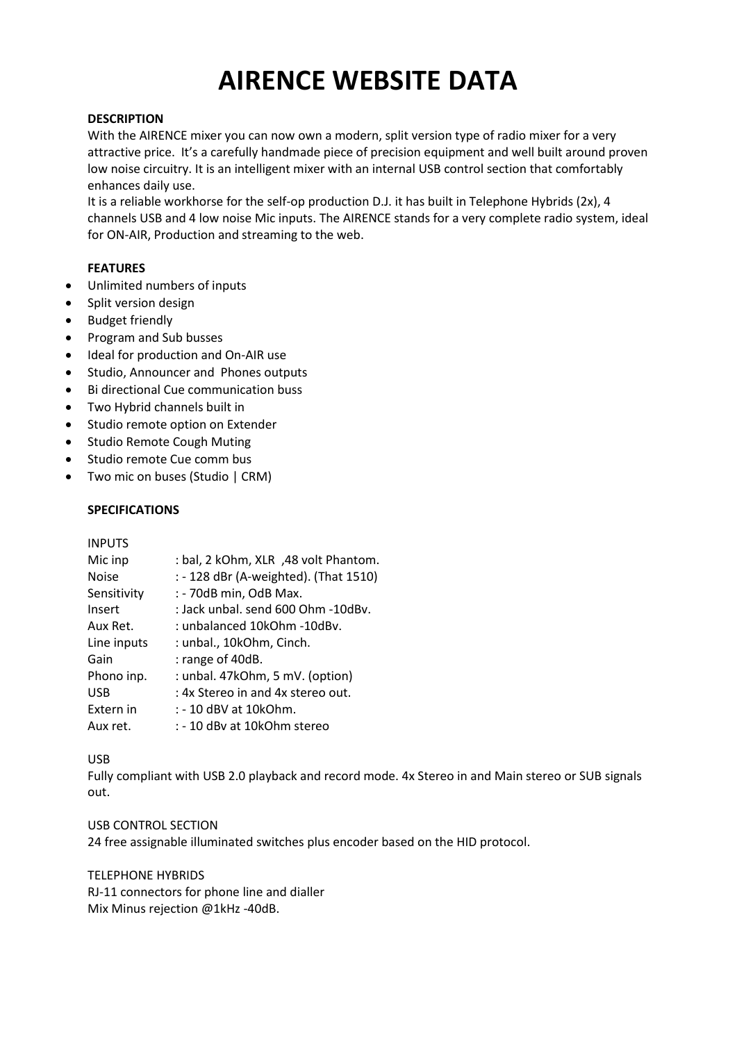# AIRENCE WEBSITE DATA

**DESCRIPTION**

With the AIRENCE mixer you can now own a modern, split version type of radio mixer for a very attractive price. It's a carefully handmade piece of precision equipment and well built around proven low noise circuitry. It is an intelligent mixer with an internal USB control section that comfortably enhances daily use.

It is a reliable workhorse for the self-op production D.J. it has built in Telephone Hybrids (2x), 4 channels USB and 4 low noise Mic inputs. The AIRENCE stands for a very complete radio system, ideal for ON-AIR, Production and streaming to the web.

**FEATURES**

- Unlimited numbers of inputs
- Split version design
- Budget friendly
- Program and Sub busses
- Ideal for production and On-AIR use
- Studio, Announcer and Phones outputs
- Bi directional Cue communication buss
- Two Hybrid channels built in
- Studio remote option on Extender
- Studio Remote Cough Muting
- Studio remote Cue comm bus
- Two mic on buses (Studio | CRM)

**SPECIFICATIONS**

INPUTS

| | |
|---|---|
| Mic inp | : bal, 2 kOhm, XLR ,48 volt Phantom. |
| Noise | : - 128 dBr (A-weighted). (That 1510) |
| Sensitivity | : - 70dB min, OdB Max. |
| Insert | : Jack unbal. send 600 Ohm -10dBv. |
| Aux Ret. | : unbalanced 10kOhm -10dBv. |
| Line inputs | : unbal., 10kOhm, Cinch. |
| Gain | : range of 40dB. |
| Phono inp. | : unbal. 47kOhm, 5 mV. (option) |
| USB | : 4x Stereo in and 4x stereo out. |
| Extern in | : - 10 dBV at 10kOhm. |
| Aux ret. | : - 10 dBv at 10kOhm stereo |

USB

Fully compliant with USB 2.0 playback and record mode. 4x Stereo in and Main stereo or SUB signals out.

USB CONTROL SECTION

24 free assignable illuminated switches plus encoder based on the HID protocol.

TELEPHONE HYBRIDS

RJ-11 connectors for phone line and dialler

Mix Minus rejection @1kHz -40dB.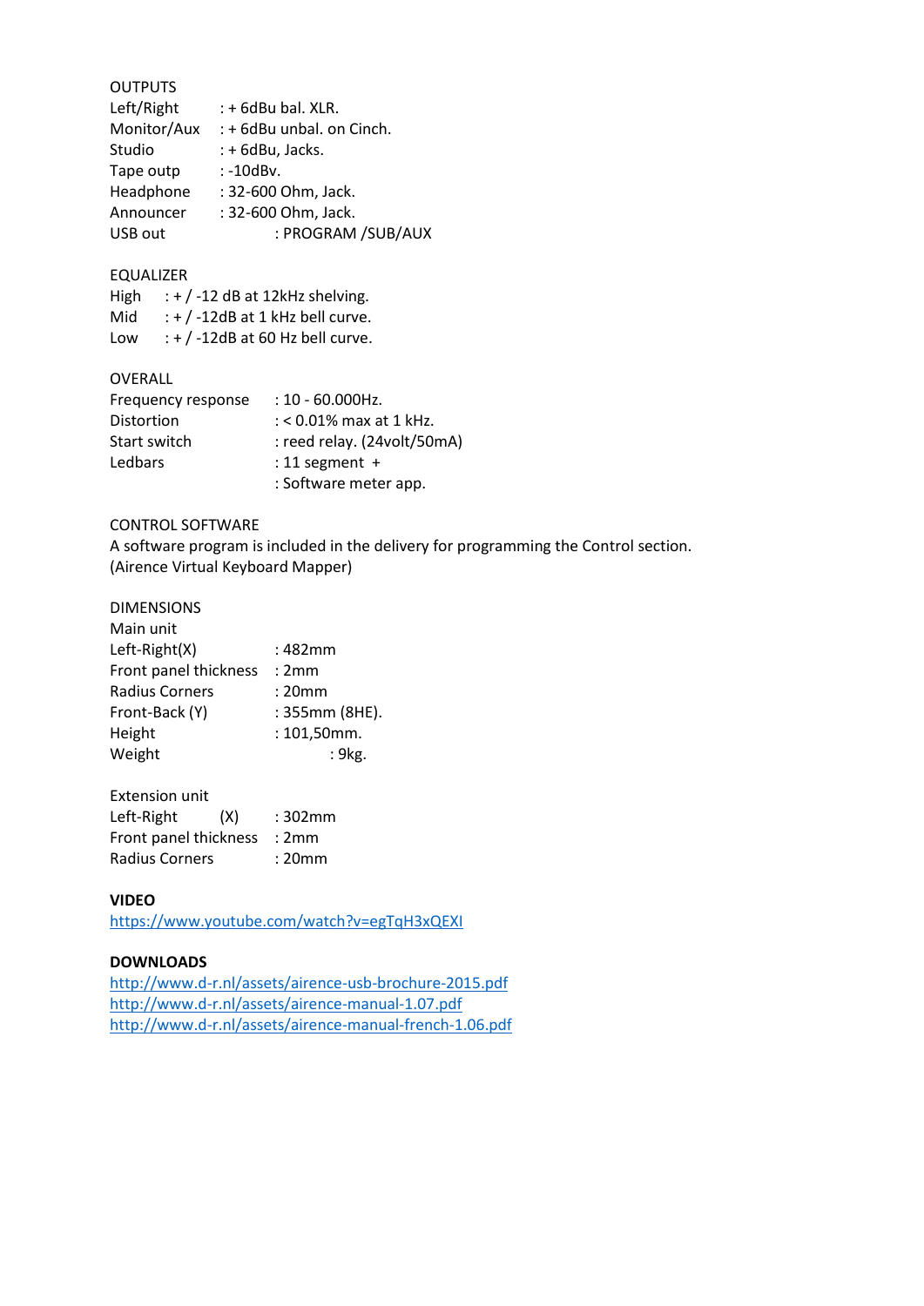OUTPUTS

| | |
|---|---|
| Left/Right | : + 6dBu bal. XLR. |
| Monitor/Aux | : + 6dBu unbal. on Cinch. |
| Studio | : + 6dBu, Jacks. |
| Tape outp | : -10dBv. |
| Headphone | : 32-600 Ohm, Jack. |
| Announcer | : 32-600 Ohm, Jack. |
| USB out | : PROGRAM /SUB/AUX |

EQUALIZER

| | |
|---|---|
| High | : + / -12 dB at 12kHz shelving. |
| Mid | : + / -12dB at 1 kHz bell curve. |
| Low | : + / -12dB at 60 Hz bell curve. |

OVERALL

| | |
|---|---|
| Frequency response | : 10 - 60.000Hz. |
| Distortion | : < 0.01% max at 1 kHz. |
| Start switch | : reed relay. (24volt/50mA) |
| Ledbars | : 11 segment + |
| | : Software meter app. |

CONTROL SOFTWARE

A software program is included in the delivery for programming the Control section.
(Airence Virtual Keyboard Mapper)

DIMENSIONS

Main unit

| | |
|---|---|
| Left-Right(X) | : 482mm |
| Front panel thickness | : 2mm |
| Radius Corners | : 20mm |
| Front-Back (Y) | : 355mm (8HE). |
| Height | : 101,50mm. |
| Weight | : 9kg. |

Extension unit

| | |
|---|---|
| Left-Right (X) | : 302mm |
| Front panel thickness | : 2mm |
| Radius Corners | : 20mm |

**VIDEO**

https://www.youtube.com/watch?v=egTqH3xQEXI

**DOWNLOADS**

http://www.d-r.nl/assets/airence-usb-brochure-2015.pdf
http://www.d-r.nl/assets/airence-manual-1.07.pdf
http://www.d-r.nl/assets/airence-manual-french-1.06.pdf